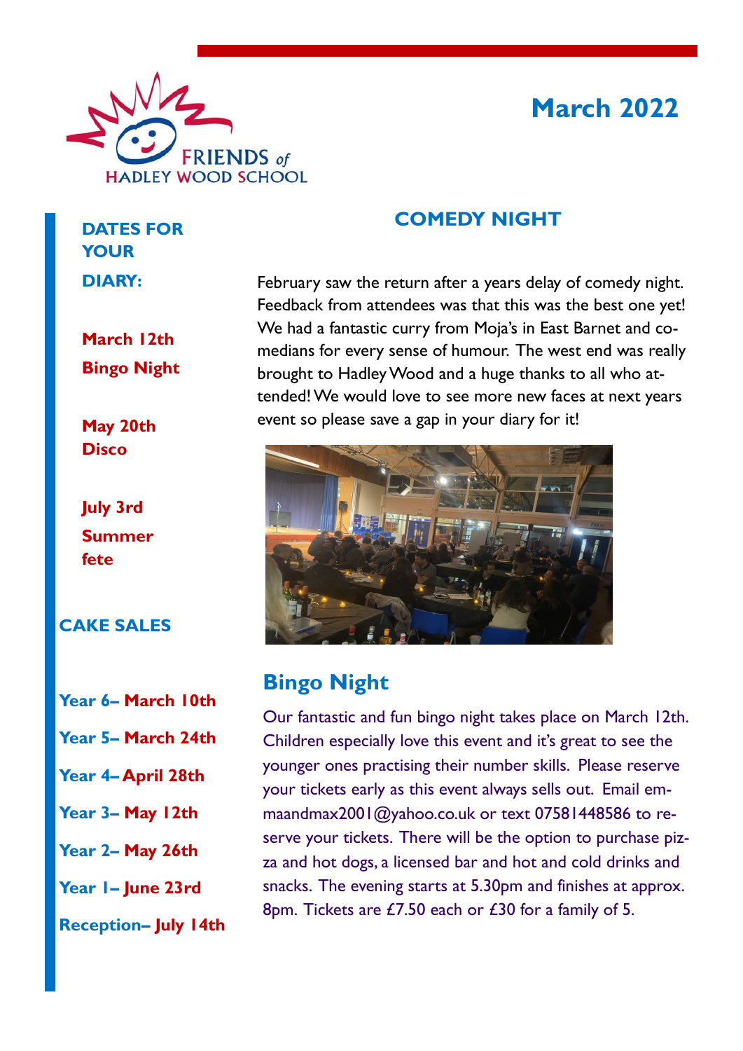FRIENDS of HADLEY WOOD SCHOOL

# March 2022

## DATES FOR YOUR DIARY:

**March 12th**
**Bingo Night**

**May 20th**
**Disco**

**July 3rd**
**Summer fete**

## CAKE SALES

**Year 6– March 10th**

**Year 5– March 24th**

**Year 4– April 28th**

**Year 3– May 12th**

**Year 2– May 26th**

**Year 1– June 23rd**

**Reception– July 14th**

## COMEDY NIGHT

February saw the return after a years delay of comedy night. Feedback from attendees was that this was the best one yet! We had a fantastic curry from Moja's in East Barnet and comedians for every sense of humour. The west end was really brought to Hadley Wood and a huge thanks to all who attended! We would love to see more new faces at next years event so please save a gap in your diary for it!

## Bingo Night

Our fantastic and fun bingo night takes place on March 12th. Children especially love this event and it's great to see the younger ones practising their number skills. Please reserve your tickets early as this event always sells out. Email emmaandmax2001@yahoo.co.uk or text 07581448586 to reserve your tickets. There will be the option to purchase pizza and hot dogs, a licensed bar and hot and cold drinks and snacks. The evening starts at 5.30pm and finishes at approx. 8pm. Tickets are £7.50 each or £30 for a family of 5.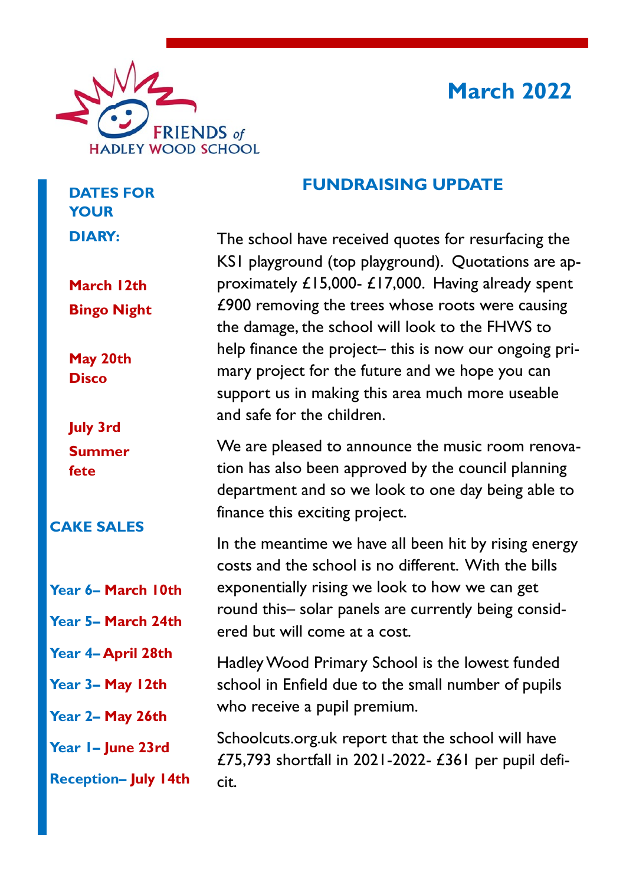FRIENDS of HADLEY WOOD SCHOOL

# March 2022

## DATES FOR YOUR DIARY:

**March 12th**
**Bingo Night**

**May 20th**
**Disco**

**July 3rd**
**Summer fete**

## CAKE SALES

**Year 6– March 10th**

**Year 5– March 24th**

**Year 4– April 28th**

**Year 3– May 12th**

**Year 2– May 26th**

**Year 1– June 23rd**

**Reception– July 14th**

## FUNDRAISING UPDATE

The school have received quotes for resurfacing the KS1 playground (top playground). Quotations are approximately £15,000- £17,000. Having already spent £900 removing the trees whose roots were causing the damage, the school will look to the FHWS to help finance the project– this is now our ongoing primary project for the future and we hope you can support us in making this area much more useable and safe for the children.

We are pleased to announce the music room renovation has also been approved by the council planning department and so we look to one day being able to finance this exciting project.

In the meantime we have all been hit by rising energy costs and the school is no different. With the bills exponentially rising we look to how we can get round this– solar panels are currently being considered but will come at a cost.

Hadley Wood Primary School is the lowest funded school in Enfield due to the small number of pupils who receive a pupil premium.

Schoolcuts.org.uk report that the school will have £75,793 shortfall in 2021-2022- £361 per pupil deficit.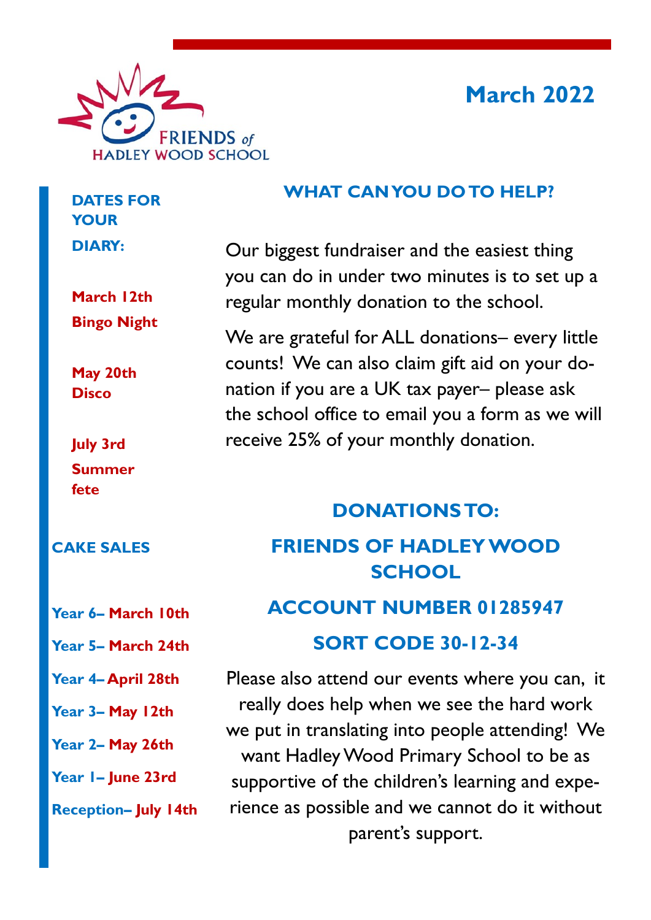FRIENDS of HADLEY WOOD SCHOOL

# March 2022

## DATES FOR YOUR DIARY:

**March 12th**
**Bingo Night**

**May 20th**
**Disco**

**July 3rd**
**Summer fete**

## CAKE SALES

**Year 6– March 10th**

**Year 5– March 24th**

**Year 4– April 28th**

**Year 3– May 12th**

**Year 2– May 26th**

**Year 1– June 23rd**

**Reception– July 14th**

## WHAT CAN YOU DO TO HELP?

Our biggest fundraiser and the easiest thing you can do in under two minutes is to set up a regular monthly donation to the school.

We are grateful for ALL donations– every little counts! We can also claim gift aid on your donation if you are a UK tax payer– please ask the school office to email you a form as we will receive 25% of your monthly donation.

## DONATIONS TO:

## FRIENDS OF HADLEY WOOD SCHOOL

## ACCOUNT NUMBER 01285947

## SORT CODE 30-12-34

Please also attend our events where you can, it really does help when we see the hard work we put in translating into people attending! We want Hadley Wood Primary School to be as supportive of the children's learning and experience as possible and we cannot do it without parent's support.